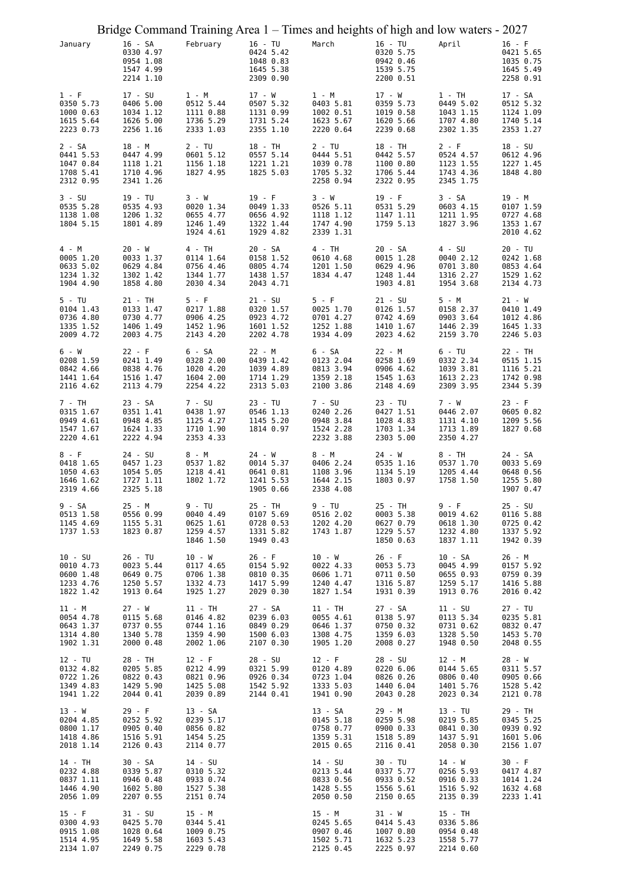# Bridge Command Training Area 1 – Times and heights of high and low waters - 2027

| | | | | | | | |
|---|---|---|---|---|---|---|---|
| January | 16 - SA<br>0330 4.97<br>0954 1.08<br>1547 4.99<br>2214 1.10 | February | 16 - TU<br>0424 5.42<br>1048 0.83<br>1645 5.38<br>2309 0.90 | March | 16 - TU<br>0320 5.75<br>0942 0.46<br>1539 5.75<br>2200 0.51 | April | 16 - F<br>0421 5.65<br>1035 0.75<br>1645 5.49<br>2258 0.91 |
| 1 - F<br>0350 5.73<br>1000 0.63<br>1615 5.64<br>2223 0.73 | 17 - SU<br>0406 5.00<br>1034 1.12<br>1626 5.00<br>2256 1.16 | 1 - M<br>0512 5.44<br>1111 0.88<br>1736 5.29<br>2333 1.03 | 17 - W<br>0507 5.32<br>1131 0.99<br>1731 5.24<br>2355 1.10 | 1 - M<br>0403 5.81<br>1002 0.51<br>1623 5.67<br>2220 0.64 | 17 - W<br>0359 5.73<br>1019 0.58<br>1620 5.66<br>2239 0.68 | 1 - TH<br>0449 5.02<br>1043 1.15<br>1707 4.80<br>2302 1.35 | 17 - SA<br>0512 5.32<br>1124 1.09<br>1740 5.14<br>2353 1.27 |
| 2 - SA<br>0441 5.53<br>1047 0.84<br>1708 5.41<br>2312 0.95 | 18 - M<br>0447 4.99<br>1118 1.21<br>1710 4.96<br>2341 1.26 | 2 - TU<br>0601 5.12<br>1156 1.18<br>1827 4.95 | 18 - TH<br>0557 5.14<br>1221 1.21<br>1825 5.03 | 2 - TU<br>0444 5.51<br>1039 0.78<br>1705 5.32<br>2258 0.94 | 18 - TH<br>0442 5.57<br>1100 0.80<br>1706 5.44<br>2322 0.95 | 2 - F<br>0524 4.57<br>1123 1.55<br>1743 4.36<br>2345 1.75 | 18 - SU<br>0612 4.96<br>1227 1.45<br>1848 4.80 |
| 3 - SU<br>0535 5.28<br>1138 1.08<br>1804 5.15 | 19 - TU<br>0535 4.93<br>1206 1.32<br>1801 4.89 | 3 - W<br>0020 1.34<br>0655 4.77<br>1246 1.49<br>1924 4.61 | 19 - F<br>0049 1.33<br>0656 4.92<br>1322 1.44<br>1929 4.82 | 3 - W<br>0526 5.11<br>1118 1.12<br>1747 4.90<br>2339 1.31 | 19 - F<br>0531 5.29<br>1147 1.11<br>1759 5.13 | 3 - SA<br>0603 4.15<br>1211 1.95<br>1827 3.96 | 19 - M<br>0107 1.59<br>0727 4.68<br>1353 1.67<br>2010 4.62 |
| 4 - M<br>0005 1.20<br>0633 5.02<br>1234 1.32<br>1904 4.90 | 20 - W<br>0033 1.37<br>0629 4.84<br>1302 1.42<br>1858 4.80 | 4 - TH<br>0114 1.64<br>0756 4.46<br>1344 1.77<br>2030 4.34 | 20 - SA<br>0158 1.52<br>0805 4.74<br>1438 1.57<br>2043 4.71 | 4 - TH<br>0610 4.68<br>1201 1.50<br>1834 4.47 | 20 - SA<br>0015 1.28<br>0629 4.96<br>1248 1.44<br>1903 4.81 | 4 - SU<br>0040 2.12<br>0701 3.80<br>1316 2.27<br>1954 3.68 | 20 - TU<br>0242 1.68<br>0853 4.64<br>1529 1.62<br>2134 4.73 |
| 5 - TU<br>0104 1.43<br>0736 4.80<br>1335 1.52<br>2009 4.72 | 21 - TH<br>0133 1.47<br>0730 4.77<br>1406 1.49<br>2003 4.75 | 5 - F<br>0217 1.88<br>0906 4.25<br>1452 1.96<br>2143 4.20 | 21 - SU<br>0320 1.57<br>0923 4.72<br>1601 1.52<br>2202 4.78 | 5 - F<br>0025 1.70<br>0701 4.27<br>1252 1.88<br>1934 4.09 | 21 - SU<br>0126 1.57<br>0742 4.69<br>1410 1.67<br>2023 4.62 | 5 - M<br>0158 2.37<br>0903 3.64<br>1446 2.39<br>2159 3.70 | 21 - W<br>0410 1.49<br>1012 4.86<br>1645 1.33<br>2246 5.03 |
| 6 - W<br>0208 1.59<br>0842 4.66<br>1441 1.64<br>2116 4.62 | 22 - F<br>0241 1.49<br>0838 4.76<br>1516 1.47<br>2113 4.79 | 6 - SA<br>0328 2.00<br>1020 4.20<br>1604 2.00<br>2254 4.22 | 22 - M<br>0439 1.42<br>1039 4.89<br>1714 1.29<br>2313 5.03 | 6 - SA<br>0123 2.04<br>0813 3.94<br>1359 2.18<br>2100 3.86 | 22 - M<br>0258 1.69<br>0906 4.62<br>1545 1.63<br>2148 4.69 | 6 - TU<br>0332 2.34<br>1039 3.81<br>1613 2.23<br>2309 3.95 | 22 - TH<br>0515 1.15<br>1116 5.21<br>1742 0.98<br>2344 5.39 |
| 7 - TH<br>0315 1.67<br>0949 4.61<br>1547 1.67<br>2220 4.61 | 23 - SA<br>0351 1.41<br>0948 4.85<br>1624 1.33<br>2222 4.94 | 7 - SU<br>0438 1.97<br>1125 4.27<br>1710 1.90<br>2353 4.33 | 23 - TU<br>0546 1.13<br>1145 5.20<br>1814 0.97 | 7 - SU<br>0240 2.26<br>0948 3.84<br>1524 2.28<br>2232 3.88 | 23 - TU<br>0427 1.51<br>1028 4.83<br>1703 1.34<br>2303 5.00 | 7 - W<br>0446 2.07<br>1131 4.10<br>1713 1.89<br>2350 4.27 | 23 - F<br>0605 0.82<br>1209 5.56<br>1827 0.68 |
| 8 - F<br>0418 1.65<br>1050 4.63<br>1646 1.62<br>2319 4.66 | 24 - SU<br>0457 1.23<br>1054 5.05<br>1727 1.11<br>2325 5.18 | 8 - M<br>0537 1.82<br>1218 4.41<br>1802 1.72 | 24 - W<br>0014 5.37<br>0641 0.81<br>1241 5.53<br>1905 0.66 | 8 - M<br>0406 2.24<br>1108 3.96<br>1644 2.15<br>2338 4.08 | 24 - W<br>0535 1.16<br>1134 5.19<br>1803 0.97 | 8 - TH<br>0537 1.70<br>1205 4.44<br>1758 1.50 | 24 - SA<br>0033 5.69<br>0648 0.56<br>1255 5.80<br>1907 0.47 |
| 9 - SA<br>0513 1.58<br>1145 4.69<br>1737 1.53 | 25 - M<br>0556 0.99<br>1155 5.31<br>1823 0.87 | 9 - TU<br>0040 4.49<br>0625 1.61<br>1259 4.57<br>1846 1.50 | 25 - TH<br>0107 5.69<br>0728 0.53<br>1331 5.82<br>1949 0.43 | 9 - TU<br>0516 2.02<br>1202 4.20<br>1743 1.87 | 25 - TH<br>0003 5.38<br>0627 0.79<br>1229 5.57<br>1850 0.63 | 9 - F<br>0019 4.62<br>0618 1.30<br>1232 4.80<br>1837 1.11 | 25 - SU<br>0116 5.88<br>0725 0.42<br>1337 5.92<br>1942 0.39 |
| 10 - SU<br>0010 4.73<br>0600 1.48<br>1233 4.76<br>1822 1.42 | 26 - TU<br>0023 5.44<br>0649 0.75<br>1250 5.57<br>1913 0.64 | 10 - W<br>0117 4.65<br>0706 1.38<br>1332 4.73<br>1925 1.27 | 26 - F<br>0154 5.92<br>0810 0.35<br>1417 5.99<br>2029 0.30 | 10 - W<br>0022 4.33<br>0606 1.71<br>1240 4.47<br>1827 1.54 | 26 - F<br>0053 5.73<br>0711 0.50<br>1316 5.87<br>1931 0.39 | 10 - SA<br>0045 4.99<br>0655 0.93<br>1259 5.17<br>1913 0.76 | 26 - M<br>0157 5.92<br>0759 0.39<br>1416 5.88<br>2016 0.42 |
| 11 - M<br>0054 4.78<br>0643 1.37<br>1314 4.80<br>1902 1.31 | 27 - W<br>0115 5.68<br>0737 0.55<br>1340 5.78<br>2000 0.48 | 11 - TH<br>0146 4.82<br>0744 1.16<br>1359 4.90<br>2002 1.06 | 27 - SA<br>0239 6.03<br>0849 0.29<br>1500 6.03<br>2107 0.30 | 11 - TH<br>0055 4.61<br>0646 1.37<br>1308 4.75<br>1905 1.20 | 27 - SA<br>0138 5.97<br>0750 0.32<br>1359 6.03<br>2008 0.27 | 11 - SU<br>0113 5.34<br>0731 0.62<br>1328 5.50<br>1948 0.50 | 27 - TU<br>0235 5.81<br>0832 0.47<br>1453 5.70<br>2048 0.55 |
| 12 - TU<br>0132 4.82<br>0722 1.26<br>1349 4.83<br>1941 1.22 | 28 - TH<br>0205 5.85<br>0822 0.43<br>1429 5.90<br>2044 0.41 | 12 - F<br>0212 4.99<br>0821 0.96<br>1425 5.08<br>2039 0.89 | 28 - SU<br>0321 5.99<br>0926 0.34<br>1542 5.92<br>2144 0.41 | 12 - F<br>0120 4.89<br>0723 1.04<br>1333 5.03<br>1941 0.90 | 28 - SU<br>0220 6.06<br>0826 0.26<br>1440 6.04<br>2043 0.28 | 12 - M<br>0144 5.65<br>0806 0.40<br>1401 5.76<br>2023 0.34 | 28 - W<br>0311 5.57<br>0905 0.66<br>1528 5.42<br>2121 0.78 |
| 13 - W<br>0204 4.85<br>0800 1.17<br>1418 4.86<br>2018 1.14 | 29 - F<br>0252 5.92<br>0905 0.40<br>1516 5.91<br>2126 0.43 | 13 - SA<br>0239 5.17<br>0856 0.82<br>1454 5.25<br>2114 0.77 | | 13 - SA<br>0145 5.18<br>0758 0.77<br>1359 5.31<br>2015 0.65 | 29 - M<br>0259 5.98<br>0900 0.33<br>1518 5.89<br>2116 0.41 | 13 - TU<br>0219 5.85<br>0841 0.30<br>1437 5.91<br>2058 0.30 | 29 - TH<br>0345 5.25<br>0939 0.92<br>1601 5.06<br>2156 1.07 |
| 14 - TH<br>0232 4.88<br>0837 1.11<br>1446 4.90<br>2056 1.09 | 30 - SA<br>0339 5.87<br>0946 0.48<br>1602 5.80<br>2207 0.55 | 14 - SU<br>0310 5.32<br>0933 0.74<br>1527 5.38<br>2151 0.74 | | 14 - SU<br>0213 5.44<br>0833 0.56<br>1428 5.55<br>2050 0.50 | 30 - TU<br>0337 5.77<br>0933 0.52<br>1556 5.61<br>2150 0.65 | 14 - W<br>0256 5.93<br>0916 0.33<br>1516 5.92<br>2135 0.39 | 30 - F<br>0417 4.87<br>1014 1.24<br>1632 4.68<br>2233 1.41 |
| 15 - F<br>0300 4.93<br>0915 1.08<br>1514 4.95<br>2134 1.07 | 31 - SU<br>0425 5.70<br>1028 0.64<br>1649 5.58<br>2249 0.75 | 15 - M<br>0344 5.41<br>1009 0.75<br>1603 5.43<br>2229 0.78 | | 15 - M<br>0245 5.65<br>0907 0.46<br>1502 5.71<br>2125 0.45 | 31 - W<br>0414 5.43<br>1007 0.80<br>1632 5.23<br>2225 0.97 | 15 - TH<br>0336 5.86<br>0954 0.48<br>1558 5.77<br>2214 0.60 | |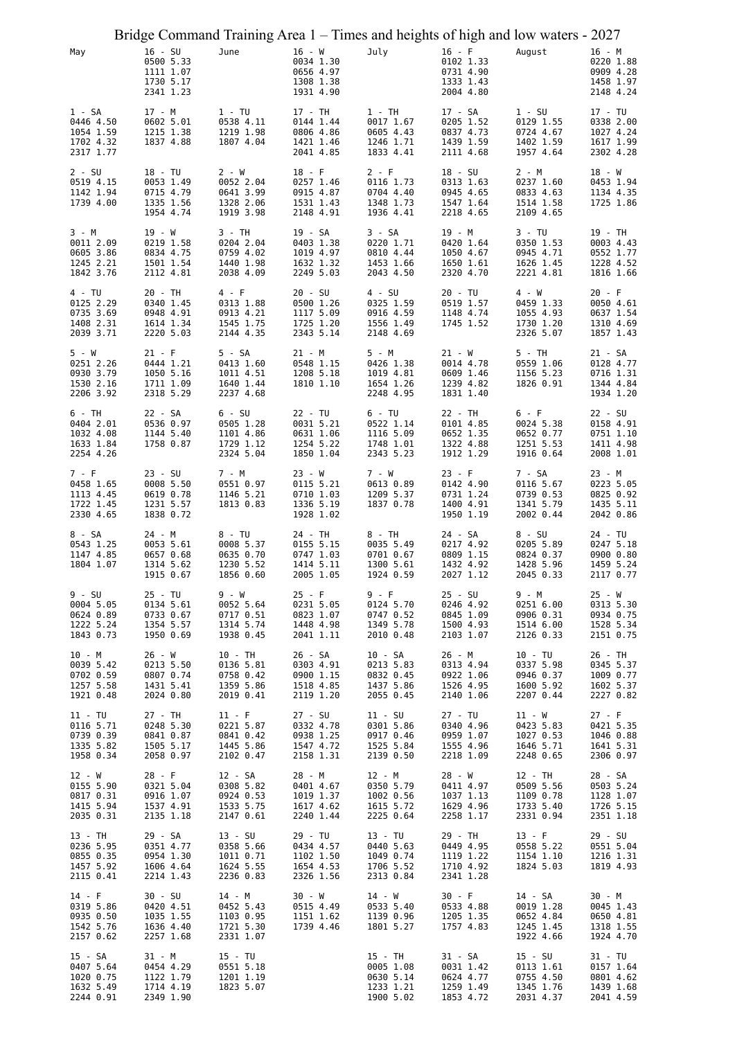# Bridge Command Training Area 1 – Times and heights of high and low waters - 2027

| | | | | | | | |
|---|---|---|---|---|---|---|---|
| May | 16 - SU<br>0500 5.33<br>1111 1.07<br>1730 5.17<br>2341 1.23 | June | 16 - W<br>0034 1.30<br>0656 4.97<br>1308 1.38<br>1931 4.90 | July | 16 - F<br>0102 1.33<br>0731 4.90<br>1333 1.43<br>2004 4.80 | August | 16 - M<br>0220 1.88<br>0909 4.28<br>1458 1.97<br>2148 4.24 |
| 1 - SA<br>0446 4.50<br>1054 1.59<br>1702 4.32<br>2317 1.77 | 17 - M<br>0602 5.01<br>1215 1.38<br>1837 4.88 | 1 - TU<br>0538 4.11<br>1219 1.98<br>1807 4.04 | 17 - TH<br>0144 1.44<br>0806 4.86<br>1421 1.46<br>2041 4.85 | 1 - TH<br>0017 1.67<br>0605 4.43<br>1246 1.71<br>1833 4.41 | 17 - SA<br>0205 1.52<br>0837 4.73<br>1439 1.59<br>2111 4.68 | 1 - SU<br>0129 1.55<br>0724 4.67<br>1402 1.59<br>1957 4.64 | 17 - TU<br>0338 2.00<br>1027 4.24<br>1617 1.99<br>2302 4.28 |
| 2 - SU<br>0519 4.15<br>1142 1.94<br>1739 4.00 | 18 - TU<br>0053 1.49<br>0715 4.79<br>1335 1.56<br>1954 4.74 | 2 - W<br>0052 2.04<br>0641 3.99<br>1328 2.06<br>1919 3.98 | 18 - F<br>0257 1.46<br>0915 4.87<br>1531 1.43<br>2148 4.91 | 2 - F<br>0116 1.73<br>0704 4.40<br>1348 1.73<br>1936 4.41 | 18 - SU<br>0313 1.63<br>0945 4.65<br>1547 1.64<br>2218 4.65 | 2 - M<br>0237 1.60<br>0833 4.63<br>1514 1.58<br>2109 4.65 | 18 - W<br>0453 1.94<br>1134 4.35<br>1725 1.86 |
| 3 - M<br>0011 2.09<br>0605 3.86<br>1245 2.21<br>1842 3.76 | 19 - W<br>0219 1.58<br>0834 4.75<br>1501 1.54<br>2112 4.81 | 3 - TH<br>0204 2.04<br>0759 4.02<br>1440 1.98<br>2038 4.09 | 19 - SA<br>0403 1.38<br>1019 4.97<br>1632 1.32<br>2249 5.03 | 3 - SA<br>0220 1.71<br>0810 4.44<br>1453 1.66<br>2043 4.50 | 19 - M<br>0420 1.64<br>1050 4.67<br>1650 1.61<br>2320 4.70 | 3 - TU<br>0350 1.53<br>0945 4.71<br>1626 1.45<br>2221 4.81 | 19 - TH<br>0003 4.43<br>0552 1.77<br>1228 4.52<br>1816 1.66 |
| 4 - TU<br>0125 2.29<br>0735 3.69<br>1408 2.31<br>2039 3.71 | 20 - TH<br>0340 1.45<br>0948 4.91<br>1614 1.34<br>2220 5.03 | 4 - F<br>0313 1.88<br>0913 4.21<br>1545 1.75<br>2144 4.35 | 20 - SU<br>0500 1.26<br>1117 5.09<br>1725 1.20<br>2343 5.14 | 4 - SU<br>0325 1.59<br>0916 4.59<br>1556 1.49<br>2148 4.69 | 20 - TU<br>0519 1.57<br>1148 4.74<br>1745 1.52 | 4 - W<br>0459 1.33<br>1055 4.93<br>1730 1.20<br>2326 5.07 | 20 - F<br>0050 4.61<br>0637 1.54<br>1310 4.69<br>1857 1.43 |
| 5 - W<br>0251 2.26<br>0930 3.79<br>1530 2.16<br>2206 3.92 | 21 - F<br>0444 1.21<br>1050 5.16<br>1711 1.09<br>2318 5.29 | 5 - SA<br>0413 1.60<br>1011 4.51<br>1640 1.44<br>2237 4.68 | 21 - M<br>0548 1.15<br>1208 5.18<br>1810 1.10 | 5 - M<br>0426 1.38<br>1019 4.81<br>1654 1.26<br>2248 4.95 | 21 - W<br>0014 4.78<br>0609 1.46<br>1239 4.82<br>1831 1.40 | 5 - TH<br>0559 1.06<br>1156 5.23<br>1826 0.91 | 21 - SA<br>0128 4.77<br>0716 1.31<br>1344 4.84<br>1934 1.20 |
| 6 - TH<br>0404 2.01<br>1032 4.08<br>1633 1.84<br>2254 4.26 | 22 - SA<br>0536 0.97<br>1144 5.40<br>1758 0.87 | 6 - SU<br>0505 1.28<br>1101 4.86<br>1729 1.12<br>2324 5.04 | 22 - TU<br>0031 5.21<br>0631 1.06<br>1254 5.22<br>1850 1.04 | 6 - TU<br>0522 1.14<br>1116 5.09<br>1748 1.01<br>2343 5.23 | 22 - TH<br>0101 4.85<br>0652 1.35<br>1322 4.88<br>1912 1.29 | 6 - F<br>0024 5.38<br>0652 0.77<br>1251 5.53<br>1916 0.64 | 22 - SU<br>0158 4.91<br>0751 1.10<br>1411 4.98<br>2008 1.01 |
| 7 - F<br>0458 1.65<br>1113 4.45<br>1722 1.45<br>2330 4.65 | 23 - SU<br>0008 5.50<br>0619 0.78<br>1231 5.57<br>1838 0.72 | 7 - M<br>0551 0.97<br>1146 5.21<br>1813 0.83 | 23 - W<br>0115 5.21<br>0710 1.03<br>1336 5.19<br>1928 1.02 | 7 - W<br>0613 0.89<br>1209 5.37<br>1837 0.78 | 23 - F<br>0142 4.90<br>0731 1.24<br>1400 4.91<br>1950 1.19 | 7 - SA<br>0116 5.67<br>0739 0.53<br>1341 5.79<br>2002 0.44 | 23 - M<br>0223 5.05<br>0825 0.92<br>1435 5.11<br>2042 0.86 |
| 8 - SA<br>0543 1.25<br>1147 4.85<br>1804 1.07 | 24 - M<br>0053 5.61<br>0657 0.68<br>1314 5.62<br>1915 0.67 | 8 - TU<br>0008 5.37<br>0635 0.70<br>1230 5.52<br>1856 0.60 | 24 - TH<br>0155 5.15<br>0747 1.03<br>1414 5.11<br>2005 1.05 | 8 - TH<br>0035 5.49<br>0701 0.67<br>1300 5.61<br>1924 0.59 | 24 - SA<br>0217 4.92<br>0809 1.15<br>1432 4.92<br>2027 1.12 | 8 - SU<br>0205 5.89<br>0824 0.37<br>1428 5.96<br>2045 0.33 | 24 - TU<br>0247 5.18<br>0900 0.80<br>1459 5.24<br>2117 0.77 |
| 9 - SU<br>0004 5.05<br>0624 0.89<br>1222 5.24<br>1843 0.73 | 25 - TU<br>0134 5.61<br>0733 0.67<br>1354 5.57<br>1950 0.69 | 9 - W<br>0052 5.64<br>0717 0.51<br>1314 5.74<br>1938 0.45 | 25 - F<br>0231 5.05<br>0823 1.07<br>1448 4.98<br>2041 1.11 | 9 - F<br>0124 5.70<br>0747 0.52<br>1349 5.78<br>2010 0.48 | 25 - SU<br>0246 4.92<br>0845 1.09<br>1500 4.93<br>2103 1.07 | 9 - M<br>0251 6.00<br>0906 0.31<br>1514 6.00<br>2126 0.33 | 25 - W<br>0313 5.30<br>0934 0.75<br>1528 5.34<br>2151 0.75 |
| 10 - M<br>0039 5.42<br>0702 0.59<br>1257 5.58<br>1921 0.48 | 26 - W<br>0213 5.50<br>0807 0.74<br>1431 5.41<br>2024 0.80 | 10 - TH<br>0136 5.81<br>0758 0.42<br>1359 5.86<br>2019 0.41 | 26 - SA<br>0303 4.91<br>0900 1.15<br>1518 4.85<br>2119 1.20 | 10 - SA<br>0213 5.83<br>0832 0.45<br>1437 5.86<br>2055 0.45 | 26 - M<br>0313 4.94<br>0922 1.06<br>1526 4.95<br>2140 1.06 | 10 - TU<br>0337 5.98<br>0946 0.37<br>1600 5.92<br>2207 0.44 | 26 - TH<br>0345 5.37<br>1009 0.77<br>1602 5.37<br>2227 0.82 |
| 11 - TU<br>0116 5.71<br>0739 0.39<br>1335 5.82<br>1958 0.34 | 27 - TH<br>0248 5.30<br>0841 0.87<br>1505 5.17<br>2058 0.97 | 11 - F<br>0221 5.87<br>0841 0.42<br>1445 5.86<br>2102 0.47 | 27 - SU<br>0332 4.78<br>0938 1.25<br>1547 4.72<br>2158 1.31 | 11 - SU<br>0301 5.86<br>0917 0.46<br>1525 5.84<br>2139 0.50 | 27 - TU<br>0340 4.96<br>0959 1.07<br>1555 4.96<br>2218 1.09 | 11 - W<br>0423 5.83<br>1027 0.53<br>1646 5.71<br>2248 0.65 | 27 - F<br>0421 5.35<br>1046 0.88<br>1641 5.31<br>2306 0.97 |
| 12 - W<br>0155 5.90<br>0817 0.31<br>1415 5.94<br>2035 0.31 | 28 - F<br>0321 5.04<br>0916 1.07<br>1537 4.91<br>2135 1.18 | 12 - SA<br>0308 5.82<br>0924 0.53<br>1533 5.75<br>2147 0.61 | 28 - M<br>0401 4.67<br>1019 1.37<br>1617 4.62<br>2240 1.44 | 12 - M<br>0350 5.79<br>1002 0.56<br>1615 5.72<br>2225 0.64 | 28 - W<br>0411 4.97<br>1037 1.13<br>1629 4.96<br>2258 1.17 | 12 - TH<br>0509 5.56<br>1109 0.78<br>1733 5.40<br>2331 0.94 | 28 - SA<br>0503 5.24<br>1128 1.07<br>1726 5.15<br>2351 1.18 |
| 13 - TH<br>0236 5.95<br>0855 0.35<br>1457 5.92<br>2115 0.41 | 29 - SA<br>0351 4.77<br>0954 1.30<br>1606 4.64<br>2214 1.43 | 13 - SU<br>0358 5.66<br>1011 0.71<br>1624 5.55<br>2236 0.83 | 29 - TU<br>0434 4.57<br>1102 1.50<br>1654 4.53<br>2326 1.56 | 13 - TU<br>0440 5.63<br>1049 0.74<br>1706 5.52<br>2313 0.84 | 29 - TH<br>0449 4.95<br>1119 1.22<br>1710 4.92<br>2341 1.28 | 13 - F<br>0558 5.22<br>1154 1.10<br>1824 5.03 | 29 - SU<br>0551 5.04<br>1216 1.31<br>1819 4.93 |
| 14 - F<br>0319 5.86<br>0935 0.50<br>1542 5.76<br>2157 0.62 | 30 - SU<br>0420 4.51<br>1035 1.55<br>1636 4.40<br>2257 1.68 | 14 - M<br>0452 5.43<br>1103 0.95<br>1721 5.30<br>2331 1.07 | 30 - W<br>0515 4.49<br>1151 1.62<br>1739 4.46 | 14 - W<br>0533 5.40<br>1139 0.96<br>1801 5.27 | 30 - F<br>0533 4.88<br>1205 1.35<br>1757 4.83 | 14 - SA<br>0019 1.28<br>0652 4.84<br>1245 1.45<br>1922 4.66 | 30 - M<br>0045 1.43<br>0650 4.81<br>1318 1.55<br>1924 4.70 |
| 15 - SA<br>0407 5.64<br>1020 0.75<br>1632 5.49<br>2244 0.91 | 31 - M<br>0454 4.29<br>1122 1.79<br>1714 4.19<br>2349 1.90 | 15 - TU<br>0551 5.18<br>1201 1.19<br>1823 5.07 | | 15 - TH<br>0005 1.08<br>0630 5.14<br>1233 1.21<br>1900 5.02 | 31 - SA<br>0031 1.42<br>0624 4.77<br>1259 1.49<br>1853 4.72 | 15 - SU<br>0113 1.61<br>0755 4.50<br>1345 1.76<br>2031 4.37 | 31 - TU<br>0157 1.64<br>0801 4.62<br>1439 1.68<br>2041 4.59 |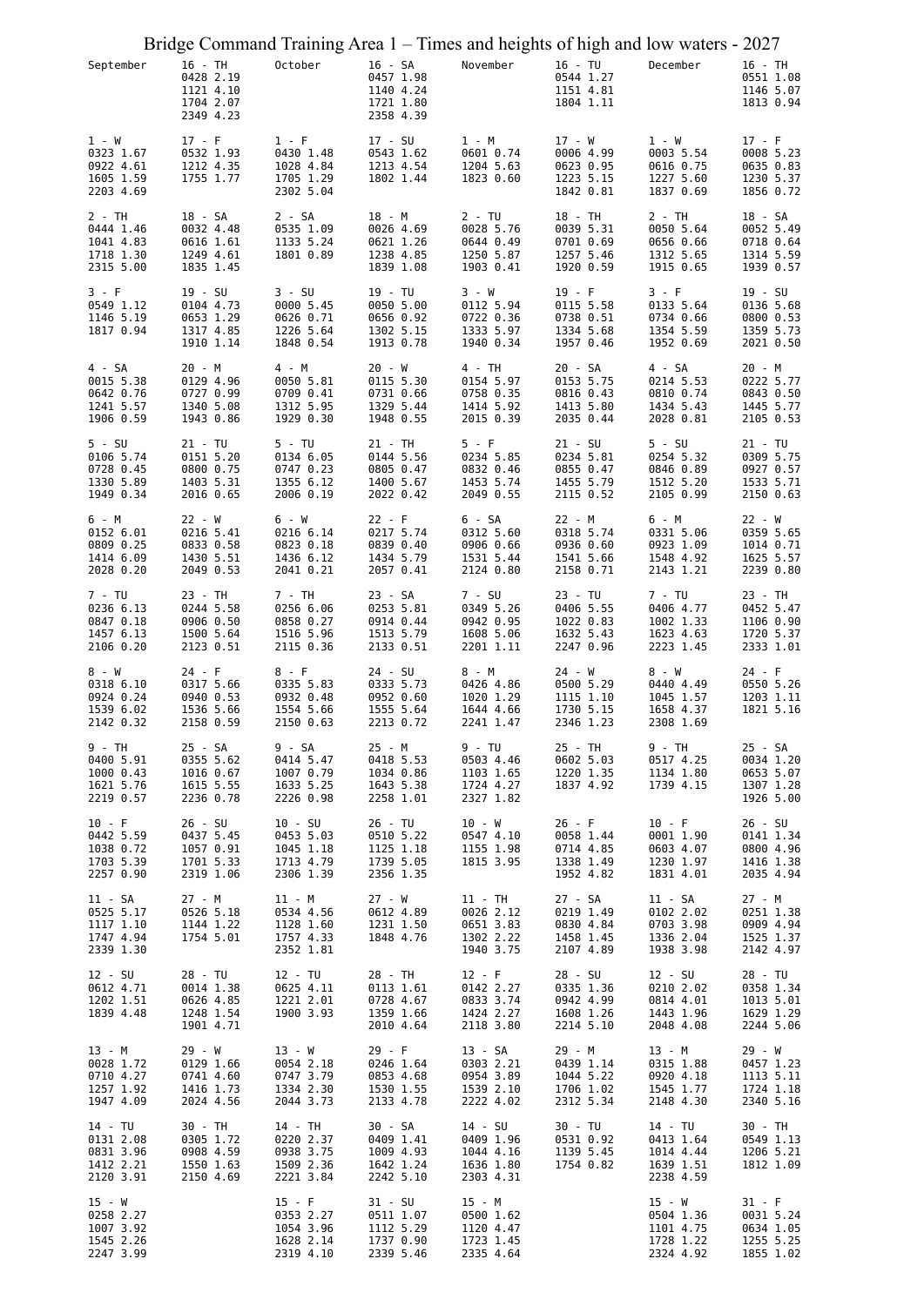# Bridge Command Training Area 1 – Times and heights of high and low waters - 2027

| September | | October | | November | | December | |
|---|---|---|---|---|---|---|---|
| | 16 - TH<br>0428 2.19<br>1121 4.10<br>1704 2.07<br>2349 4.23 | | 16 - SA<br>0457 1.98<br>1140 4.24<br>1721 1.80<br>2358 4.39 | | 16 - TU<br>0544 1.27<br>1151 4.81<br>1804 1.11 | | 16 - TH<br>0551 1.08<br>1146 5.07<br>1813 0.94 |
| 1 - W<br>0323 1.67<br>0922 4.61<br>1605 1.59<br>2203 4.69 | 17 - F<br>0532 1.93<br>1212 4.35<br>1755 1.77 | 1 - F<br>0430 1.48<br>1028 4.84<br>1705 1.29<br>2302 5.04 | 17 - SU<br>0543 1.62<br>1213 4.54<br>1802 1.44 | 1 - M<br>0601 0.74<br>1204 5.63<br>1823 0.60 | 17 - W<br>0006 4.99<br>0623 0.95<br>1223 5.15<br>1842 0.81 | 1 - W<br>0003 5.54<br>0616 0.75<br>1227 5.60<br>1837 0.69 | 17 - F<br>0008 5.23<br>0635 0.83<br>1230 5.37<br>1856 0.72 |
| 2 - TH<br>0444 1.46<br>1041 4.83<br>1718 1.30<br>2315 5.00 | 18 - SA<br>0032 4.48<br>0616 1.61<br>1249 4.61<br>1835 1.45 | 2 - SA<br>0535 1.09<br>1133 5.24<br>1801 0.89 | 18 - M<br>0026 4.69<br>0621 1.26<br>1238 4.85<br>1839 1.08 | 2 - TU<br>0028 5.76<br>0644 0.49<br>1250 5.87<br>1903 0.41 | 18 - TH<br>0039 5.31<br>0701 0.69<br>1257 5.46<br>1920 0.59 | 2 - TH<br>0050 5.64<br>0656 0.66<br>1312 5.65<br>1915 0.65 | 18 - SA<br>0052 5.49<br>0718 0.64<br>1314 5.59<br>1939 0.57 |
| 3 - F<br>0549 1.12<br>1146 5.19<br>1817 0.94 | 19 - SU<br>0104 4.73<br>0653 1.29<br>1317 4.85<br>1910 1.14 | 3 - SU<br>0000 5.45<br>0626 0.71<br>1226 5.64<br>1848 0.54 | 19 - TU<br>0050 5.00<br>0656 0.92<br>1302 5.15<br>1913 0.78 | 3 - W<br>0112 5.94<br>0722 0.36<br>1333 5.97<br>1940 0.34 | 19 - F<br>0115 5.58<br>0738 0.51<br>1334 5.68<br>1957 0.46 | 3 - F<br>0133 5.64<br>0734 0.66<br>1354 5.59<br>1952 0.69 | 19 - SU<br>0136 5.68<br>0800 0.53<br>1359 5.73<br>2021 0.50 |
| 4 - SA<br>0015 5.38<br>0642 0.76<br>1241 5.57<br>1906 0.59 | 20 - M<br>0129 4.96<br>0727 0.99<br>1340 5.08<br>1943 0.86 | 4 - M<br>0050 5.81<br>0709 0.41<br>1312 5.95<br>1929 0.30 | 20 - W<br>0115 5.30<br>0731 0.66<br>1329 5.44<br>1948 0.55 | 4 - TH<br>0154 5.97<br>0758 0.35<br>1414 5.92<br>2015 0.39 | 20 - SA<br>0153 5.75<br>0816 0.43<br>1413 5.80<br>2035 0.44 | 4 - SA<br>0214 5.53<br>0810 0.74<br>1434 5.43<br>2028 0.81 | 20 - M<br>0222 5.77<br>0843 0.50<br>1445 5.77<br>2105 0.53 |
| 5 - SU<br>0106 5.74<br>0728 0.45<br>1330 5.89<br>1949 0.34 | 21 - TU<br>0151 5.20<br>0800 0.75<br>1403 5.31<br>2016 0.65 | 5 - TU<br>0134 6.05<br>0747 0.23<br>1355 6.12<br>2006 0.19 | 21 - TH<br>0144 5.56<br>0805 0.47<br>1400 5.67<br>2022 0.42 | 5 - F<br>0234 5.85<br>0832 0.46<br>1453 5.74<br>2049 0.55 | 21 - SU<br>0234 5.81<br>0855 0.47<br>1455 5.79<br>2115 0.52 | 5 - SU<br>0254 5.32<br>0846 0.89<br>1512 5.20<br>2105 0.99 | 21 - TU<br>0309 5.75<br>0927 0.57<br>1533 5.71<br>2150 0.63 |
| 6 - M<br>0152 6.01<br>0809 0.25<br>1414 6.09<br>2028 0.20 | 22 - W<br>0216 5.41<br>0833 0.58<br>1430 5.51<br>2049 0.53 | 6 - W<br>0216 6.14<br>0823 0.18<br>1436 6.12<br>2041 0.21 | 22 - F<br>0217 5.74<br>0839 0.40<br>1434 5.79<br>2057 0.41 | 6 - SA<br>0312 5.60<br>0906 0.66<br>1531 5.44<br>2124 0.80 | 22 - M<br>0318 5.74<br>0936 0.60<br>1541 5.66<br>2158 0.71 | 6 - M<br>0331 5.06<br>0923 1.09<br>1548 4.92<br>2143 1.21 | 22 - W<br>0359 5.65<br>1014 0.71<br>1625 5.57<br>2239 0.80 |
| 7 - TU<br>0236 6.13<br>0847 0.18<br>1457 6.13<br>2106 0.20 | 23 - TH<br>0244 5.58<br>0906 0.50<br>1500 5.64<br>2123 0.51 | 7 - TH<br>0256 6.06<br>0858 0.27<br>1516 5.96<br>2115 0.36 | 23 - SA<br>0253 5.81<br>0914 0.44<br>1513 5.79<br>2133 0.51 | 7 - SU<br>0349 5.26<br>0942 0.95<br>1608 5.06<br>2201 1.11 | 23 - TU<br>0406 5.55<br>1022 0.83<br>1632 5.43<br>2247 0.96 | 7 - TU<br>0406 4.77<br>1002 1.33<br>1623 4.63<br>2223 1.45 | 23 - TH<br>0452 5.47<br>1106 0.90<br>1720 5.37<br>2333 1.01 |
| 8 - W<br>0318 6.10<br>0924 0.24<br>1539 6.02<br>2142 0.32 | 24 - F<br>0317 5.66<br>0940 0.53<br>1536 5.66<br>2158 0.59 | 8 - F<br>0335 5.83<br>0932 0.48<br>1554 5.66<br>2150 0.63 | 24 - SU<br>0333 5.73<br>0952 0.60<br>1555 5.64<br>2213 0.72 | 8 - M<br>0426 4.86<br>1020 1.29<br>1644 4.66<br>2241 1.47 | 24 - W<br>0500 5.29<br>1115 1.10<br>1730 5.15<br>2346 1.23 | 8 - W<br>0440 4.49<br>1045 1.57<br>1658 4.37<br>2308 1.69 | 24 - F<br>0550 5.26<br>1203 1.11<br>1821 5.16 |
| 9 - TH<br>0400 5.91<br>1000 0.43<br>1621 5.76<br>2219 0.57 | 25 - SA<br>0355 5.62<br>1016 0.67<br>1615 5.55<br>2236 0.78 | 9 - SA<br>0414 5.47<br>1007 0.79<br>1633 5.25<br>2226 0.98 | 25 - M<br>0418 5.53<br>1034 0.86<br>1643 5.38<br>2258 1.01 | 9 - TU<br>0503 4.46<br>1103 1.65<br>1724 4.27<br>2327 1.82 | 25 - TH<br>0602 5.03<br>1220 1.35<br>1837 4.92 | 9 - TH<br>0517 4.25<br>1134 1.80<br>1739 4.15 | 25 - SA<br>0034 1.20<br>0653 5.07<br>1307 1.28<br>1926 5.00 |
| 10 - F<br>0442 5.59<br>1038 0.72<br>1703 5.39<br>2257 0.90 | 26 - SU<br>0437 5.45<br>1057 0.91<br>1701 5.33<br>2319 1.06 | 10 - SU<br>0453 5.03<br>1045 1.18<br>1713 4.79<br>2306 1.39 | 26 - TU<br>0510 5.22<br>1125 1.18<br>1739 5.05<br>2356 1.35 | 10 - W<br>0547 4.10<br>1155 1.98<br>1815 3.95 | 26 - F<br>0058 1.44<br>0714 4.85<br>1338 1.49<br>1952 4.82 | 10 - F<br>0001 1.90<br>0603 4.07<br>1230 1.97<br>1831 4.01 | 26 - SU<br>0141 1.34<br>0800 4.96<br>1416 1.38<br>2035 4.94 |
| 11 - SA<br>0525 5.17<br>1117 1.10<br>1747 4.94<br>2339 1.30 | 27 - M<br>0526 5.18<br>1144 1.22<br>1754 5.01 | 11 - M<br>0534 4.56<br>1128 1.60<br>1757 4.33<br>2352 1.81 | 27 - W<br>0612 4.89<br>1231 1.50<br>1848 4.76 | 11 - TH<br>0026 2.12<br>0651 3.83<br>1302 2.22<br>1940 3.75 | 27 - SA<br>0219 1.49<br>0830 4.84<br>1458 1.45<br>2107 4.89 | 11 - SA<br>0102 2.02<br>0703 3.98<br>1336 2.04<br>1938 3.98 | 27 - M<br>0251 1.38<br>0909 4.94<br>1525 1.37<br>2142 4.97 |
| 12 - SU<br>0612 4.71<br>1202 1.51<br>1839 4.48 | 28 - TU<br>0014 1.38<br>0626 4.85<br>1248 1.54<br>1901 4.71 | 12 - TU<br>0625 4.11<br>1221 2.01<br>1900 3.93 | 28 - TH<br>0113 1.61<br>0728 4.67<br>1359 1.66<br>2010 4.64 | 12 - F<br>0142 2.27<br>0833 3.74<br>1424 2.27<br>2118 3.80 | 28 - SU<br>0335 1.36<br>0942 4.99<br>1608 1.26<br>2214 5.10 | 12 - SU<br>0210 2.02<br>0814 4.01<br>1443 1.96<br>2048 4.08 | 28 - TU<br>0358 1.34<br>1013 5.01<br>1629 1.29<br>2244 5.06 |
| 13 - M<br>0028 1.72<br>0710 4.27<br>1257 1.92<br>1947 4.09 | 29 - W<br>0129 1.66<br>0741 4.60<br>1416 1.73<br>2024 4.56 | 13 - W<br>0054 2.18<br>0747 3.79<br>1334 2.30<br>2044 3.73 | 29 - F<br>0246 1.64<br>0853 4.68<br>1530 1.55<br>2133 4.78 | 13 - SA<br>0303 2.21<br>0954 3.89<br>1539 2.10<br>2222 4.02 | 29 - M<br>0439 1.14<br>1044 5.22<br>1706 1.02<br>2312 5.34 | 13 - M<br>0315 1.88<br>0920 4.18<br>1545 1.77<br>2148 4.30 | 29 - W<br>0457 1.23<br>1113 5.11<br>1724 1.18<br>2340 5.16 |
| 14 - TU<br>0131 2.08<br>0831 3.96<br>1412 2.21<br>2120 3.91 | 30 - TH<br>0305 1.72<br>0908 4.59<br>1550 1.63<br>2150 4.69 | 14 - TH<br>0220 2.37<br>0938 3.75<br>1509 2.36<br>2221 3.84 | 30 - SA<br>0409 1.41<br>1009 4.93<br>1642 1.24<br>2242 5.10 | 14 - SU<br>0409 1.96<br>1044 4.16<br>1636 1.80<br>2303 4.31 | 30 - TU<br>0531 0.92<br>1139 5.45<br>1754 0.82 | 14 - TU<br>0413 1.64<br>1014 4.44<br>1639 1.51<br>2238 4.59 | 30 - TH<br>0549 1.13<br>1206 5.21<br>1812 1.09 |
| 15 - W<br>0258 2.27<br>1007 3.92<br>1545 2.26<br>2247 3.99 | | 15 - F<br>0353 2.27<br>1054 3.96<br>1628 2.14<br>2319 4.10 | 31 - SU<br>0511 1.07<br>1112 5.29<br>1737 0.90<br>2339 5.46 | 15 - M<br>0500 1.62<br>1120 4.47<br>1723 1.45<br>2335 4.64 | | 15 - W<br>0504 1.36<br>1101 4.75<br>1728 1.22<br>2324 4.92 | 31 - F<br>0031 5.24<br>0634 1.05<br>1255 5.25<br>1855 1.02 |